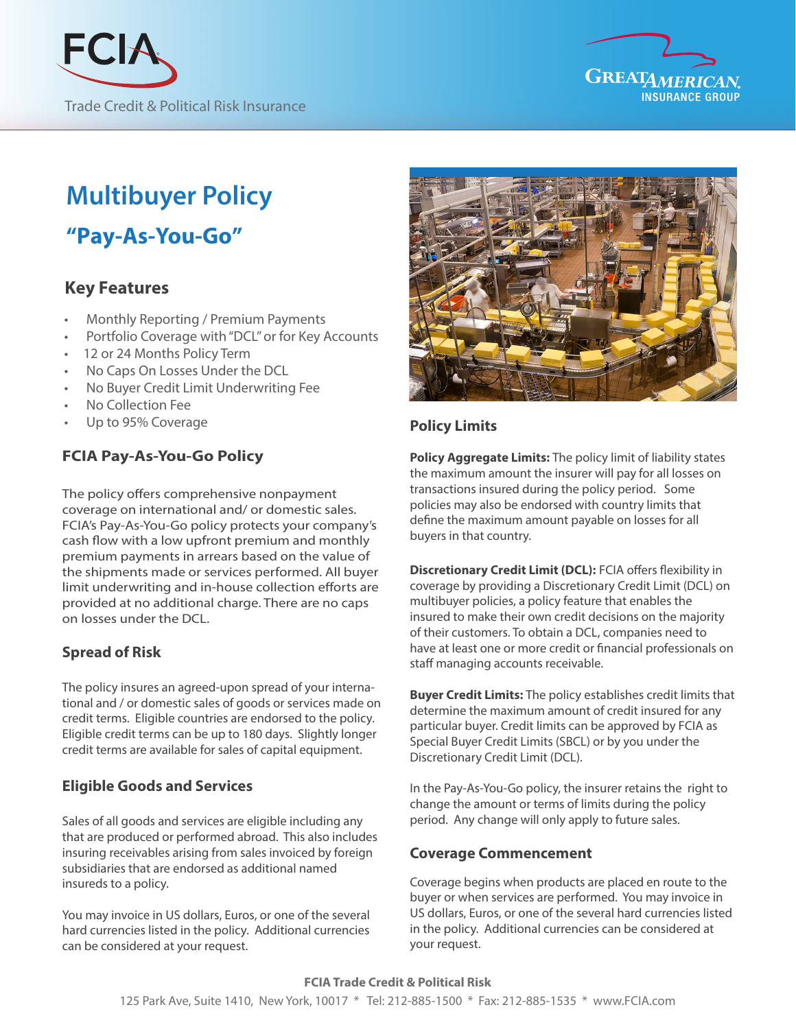FCIA

Trade Credit & Political Risk Insurance

GREAT AMERICAN INSURANCE GROUP

# Multibuyer Policy

## "Pay-As-You-Go"

### Key Features

- Monthly Reporting / Premium Payments
- Portfolio Coverage with "DCL" or for Key Accounts
- 12 or 24 Months Policy Term
- No Caps On Losses Under the DCL
- No Buyer Credit Limit Underwriting Fee
- No Collection Fee
- Up to 95% Coverage

### FCIA Pay-As-You-Go Policy

The policy offers comprehensive nonpayment coverage on international and/ or domestic sales. FCIA's Pay-As-You-Go policy protects your company's cash flow with a low upfront premium and monthly premium payments in arrears based on the value of the shipments made or services performed. All buyer limit underwriting and in-house collection efforts are provided at no additional charge. There are no caps on losses under the DCL.

### Spread of Risk

The policy insures an agreed-upon spread of your international and / or domestic sales of goods or services made on credit terms. Eligible countries are endorsed to the policy. Eligible credit terms can be up to 180 days. Slightly longer credit terms are available for sales of capital equipment.

### Eligible Goods and Services

Sales of all goods and services are eligible including any that are produced or performed abroad. This also includes insuring receivables arising from sales invoiced by foreign subsidiaries that are endorsed as additional named insureds to a policy.

You may invoice in US dollars, Euros, or one of the several hard currencies listed in the policy. Additional currencies can be considered at your request.

### Policy Limits

**Policy Aggregate Limits:** The policy limit of liability states the maximum amount the insurer will pay for all losses on transactions insured during the policy period. Some policies may also be endorsed with country limits that define the maximum amount payable on losses for all buyers in that country.

**Discretionary Credit Limit (DCL):** FCIA offers flexibility in coverage by providing a Discretionary Credit Limit (DCL) on multibuyer policies, a policy feature that enables the insured to make their own credit decisions on the majority of their customers. To obtain a DCL, companies need to have at least one or more credit or financial professionals on staff managing accounts receivable.

**Buyer Credit Limits:** The policy establishes credit limits that determine the maximum amount of credit insured for any particular buyer. Credit limits can be approved by FCIA as Special Buyer Credit Limits (SBCL) or by you under the Discretionary Credit Limit (DCL).

In the Pay-As-You-Go policy, the insurer retains the right to change the amount or terms of limits during the policy period. Any change will only apply to future sales.

### Coverage Commencement

Coverage begins when products are placed en route to the buyer or when services are performed. You may invoice in US dollars, Euros, or one of the several hard currencies listed in the policy. Additional currencies can be considered at your request.

**FCIA Trade Credit & Political Risk**

125 Park Ave, Suite 1410, New York, 10017 * Tel: 212-885-1500 * Fax: 212-885-1535 * www.FCIA.com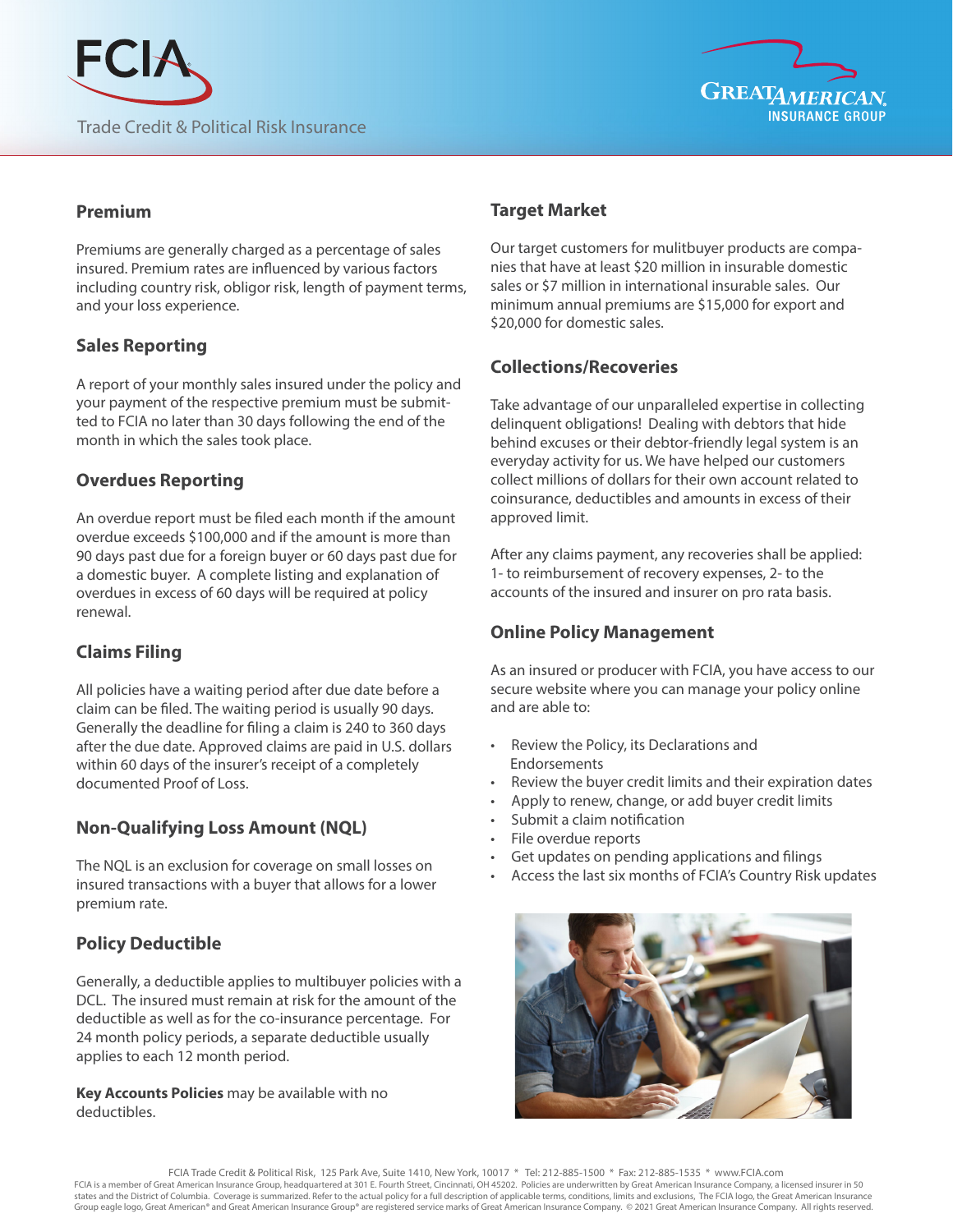## Premium

Premiums are generally charged as a percentage of sales insured. Premium rates are influenced by various factors including country risk, obligor risk, length of payment terms, and your loss experience.

## Sales Reporting

A report of your monthly sales insured under the policy and your payment of the respective premium must be submitted to FCIA no later than 30 days following the end of the month in which the sales took place.

## Overdues Reporting

An overdue report must be filed each month if the amount overdue exceeds $100,000 and if the amount is more than 90 days past due for a foreign buyer or 60 days past due for a domestic buyer. A complete listing and explanation of overdues in excess of 60 days will be required at policy renewal.

## Claims Filing

All policies have a waiting period after due date before a claim can be filed. The waiting period is usually 90 days. Generally the deadline for filing a claim is 240 to 360 days after the due date. Approved claims are paid in U.S. dollars within 60 days of the insurer's receipt of a completely documented Proof of Loss.

## Non-Qualifying Loss Amount (NQL)

The NQL is an exclusion for coverage on small losses on insured transactions with a buyer that allows for a lower premium rate.

## Policy Deductible

Generally, a deductible applies to multibuyer policies with a DCL. The insured must remain at risk for the amount of the deductible as well as for the co-insurance percentage. For 24 month policy periods, a separate deductible usually applies to each 12 month period.

**Key Accounts Policies** may be available with no deductibles.

## Target Market

Our target customers for mulitbuyer products are companies that have at least $20 million in insurable domestic sales or $7 million in international insurable sales. Our minimum annual premiums are $15,000 for export and $20,000 for domestic sales.

## Collections/Recoveries

Take advantage of our unparalleled expertise in collecting delinquent obligations! Dealing with debtors that hide behind excuses or their debtor-friendly legal system is an everyday activity for us. We have helped our customers collect millions of dollars for their own account related to coinsurance, deductibles and amounts in excess of their approved limit.

After any claims payment, any recoveries shall be applied: 1- to reimbursement of recovery expenses, 2- to the accounts of the insured and insurer on pro rata basis.

## Online Policy Management

As an insured or producer with FCIA, you have access to our secure website where you can manage your policy online and are able to:

- Review the Policy, its Declarations and Endorsements
- Review the buyer credit limits and their expiration dates
- Apply to renew, change, or add buyer credit limits
- Submit a claim notification
- File overdue reports
- Get updates on pending applications and filings
- Access the last six months of FCIA's Country Risk updates

FCIA Trade Credit & Political Risk, 125 Park Ave, Suite 1410, New York, 10017 * Tel: 212-885-1500 * Fax: 212-885-1535 * www.FCIA.com

FCIA is a member of Great American Insurance Group, headquartered at 301 E. Fourth Street, Cincinnati, OH 45202. Policies are underwritten by Great American Insurance Company, a licensed insurer in 50 states and the District of Columbia. Coverage is summarized. Refer to the actual policy for a full description of applicable terms, conditions, limits and exclusions, The FCIA logo, the Great American Insurance Group eagle logo, Great American® and Great American Insurance Group® are registered service marks of Great American Insurance Company. © 2021 Great American Insurance Company. All rights reserved.